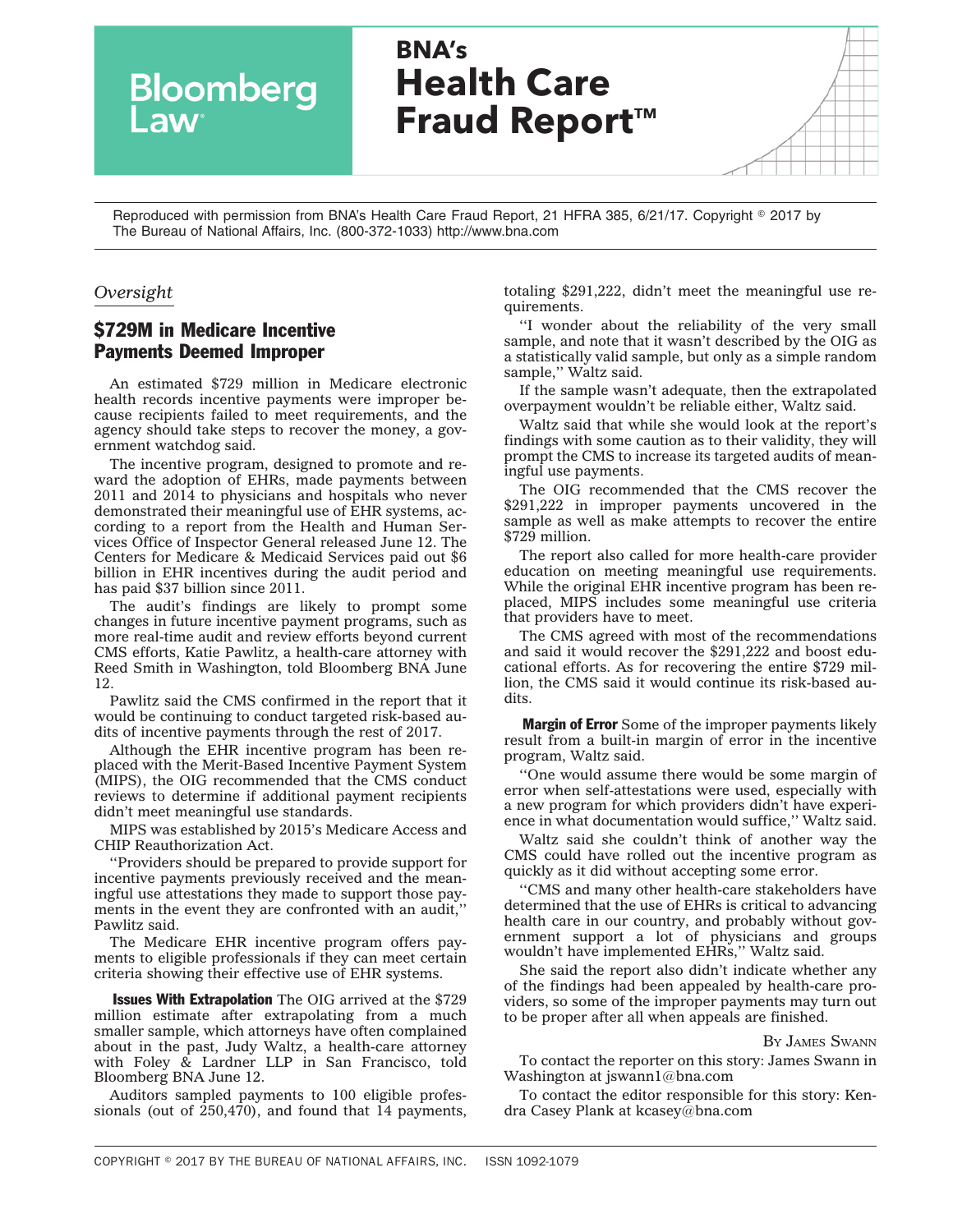# BNA's Health Care Fraud Report™

Bloomberg Law

Reproduced with permission from BNA's Health Care Fraud Report, 21 HFRA 385, 6/21/17. Copyright © 2017 by The Bureau of National Affairs, Inc. (800-372-1033) http://www.bna.com

*Oversight*

## $729M in Medicare Incentive Payments Deemed Improper

An estimated $729 million in Medicare electronic health records incentive payments were improper because recipients failed to meet requirements, and the agency should take steps to recover the money, a government watchdog said.

The incentive program, designed to promote and reward the adoption of EHRs, made payments between 2011 and 2014 to physicians and hospitals who never demonstrated their meaningful use of EHR systems, according to a report from the Health and Human Services Office of Inspector General released June 12. The Centers for Medicare & Medicaid Services paid out $6 billion in EHR incentives during the audit period and has paid $37 billion since 2011.

The audit's findings are likely to prompt some changes in future incentive payment programs, such as more real-time audit and review efforts beyond current CMS efforts, Katie Pawlitz, a health-care attorney with Reed Smith in Washington, told Bloomberg BNA June 12.

Pawlitz said the CMS confirmed in the report that it would be continuing to conduct targeted risk-based audits of incentive payments through the rest of 2017.

Although the EHR incentive program has been replaced with the Merit-Based Incentive Payment System (MIPS), the OIG recommended that the CMS conduct reviews to determine if additional payment recipients didn't meet meaningful use standards.

MIPS was established by 2015's Medicare Access and CHIP Reauthorization Act.

''Providers should be prepared to provide support for incentive payments previously received and the meaningful use attestations they made to support those payments in the event they are confronted with an audit,'' Pawlitz said.

The Medicare EHR incentive program offers payments to eligible professionals if they can meet certain criteria showing their effective use of EHR systems.

**Issues With Extrapolation** The OIG arrived at the $729 million estimate after extrapolating from a much smaller sample, which attorneys have often complained about in the past, Judy Waltz, a health-care attorney with Foley & Lardner LLP in San Francisco, told Bloomberg BNA June 12.

Auditors sampled payments to 100 eligible professionals (out of 250,470), and found that 14 payments, totaling $291,222, didn't meet the meaningful use requirements.

''I wonder about the reliability of the very small sample, and note that it wasn't described by the OIG as a statistically valid sample, but only as a simple random sample,'' Waltz said.

If the sample wasn't adequate, then the extrapolated overpayment wouldn't be reliable either, Waltz said.

Waltz said that while she would look at the report's findings with some caution as to their validity, they will prompt the CMS to increase its targeted audits of meaningful use payments.

The OIG recommended that the CMS recover the $291,222 in improper payments uncovered in the sample as well as make attempts to recover the entire $729 million.

The report also called for more health-care provider education on meeting meaningful use requirements. While the original EHR incentive program has been replaced, MIPS includes some meaningful use criteria that providers have to meet.

The CMS agreed with most of the recommendations and said it would recover the $291,222 and boost educational efforts. As for recovering the entire $729 million, the CMS said it would continue its risk-based audits.

**Margin of Error** Some of the improper payments likely result from a built-in margin of error in the incentive program, Waltz said.

''One would assume there would be some margin of error when self-attestations were used, especially with a new program for which providers didn't have experience in what documentation would suffice,'' Waltz said.

Waltz said she couldn't think of another way the CMS could have rolled out the incentive program as quickly as it did without accepting some error.

''CMS and many other health-care stakeholders have determined that the use of EHRs is critical to advancing health care in our country, and probably without government support a lot of physicians and groups wouldn't have implemented EHRs,'' Waltz said.

She said the report also didn't indicate whether any of the findings had been appealed by health-care providers, so some of the improper payments may turn out to be proper after all when appeals are finished.

By James Swann

To contact the reporter on this story: James Swann in Washington at jswann1@bna.com

To contact the editor responsible for this story: Kendra Casey Plank at kcasey@bna.com

COPYRIGHT © 2017 BY THE BUREAU OF NATIONAL AFFAIRS, INC. ISSN 1092-1079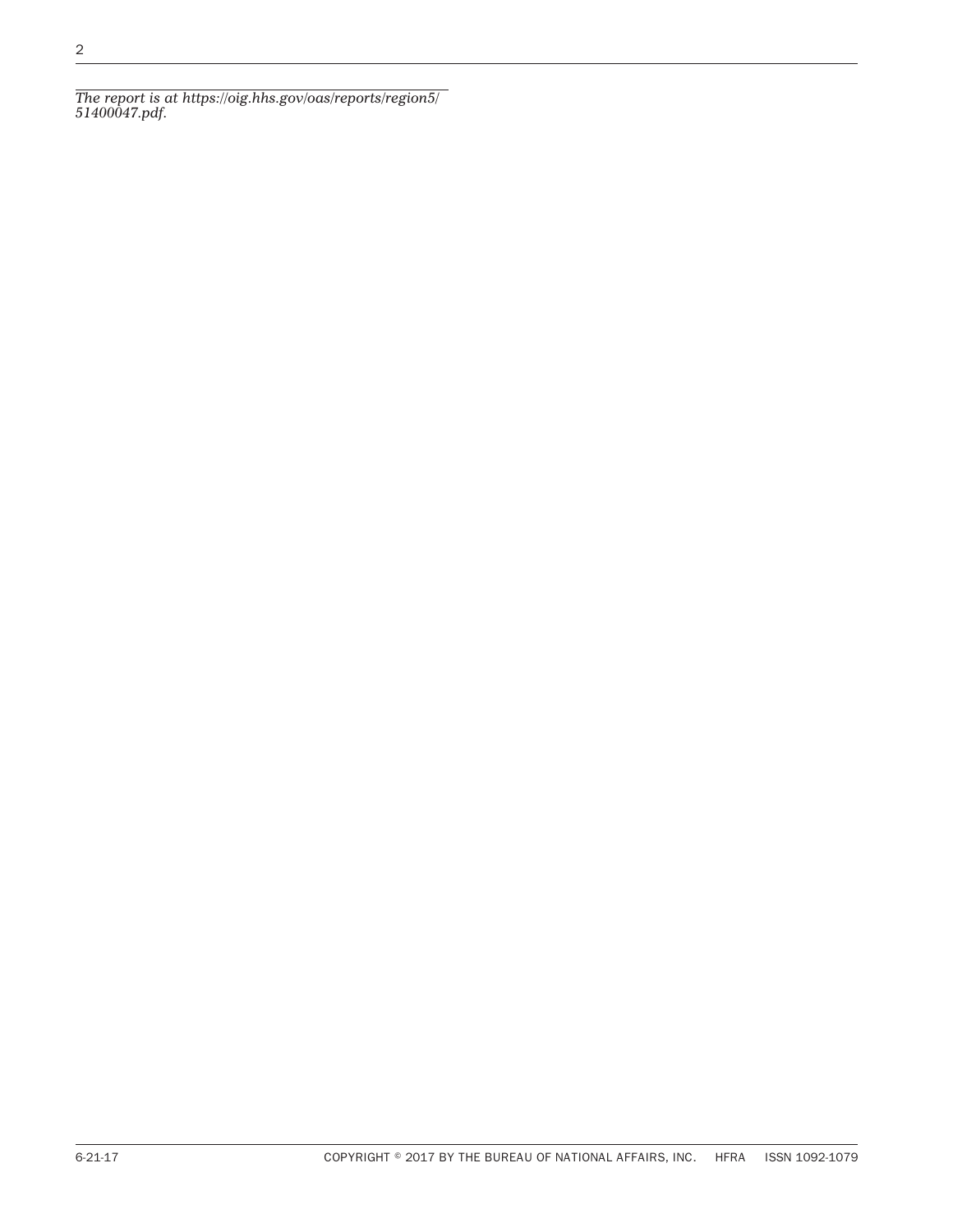*The report is at https://oig.hhs.gov/oas/reports/region5/51400047.pdf.*